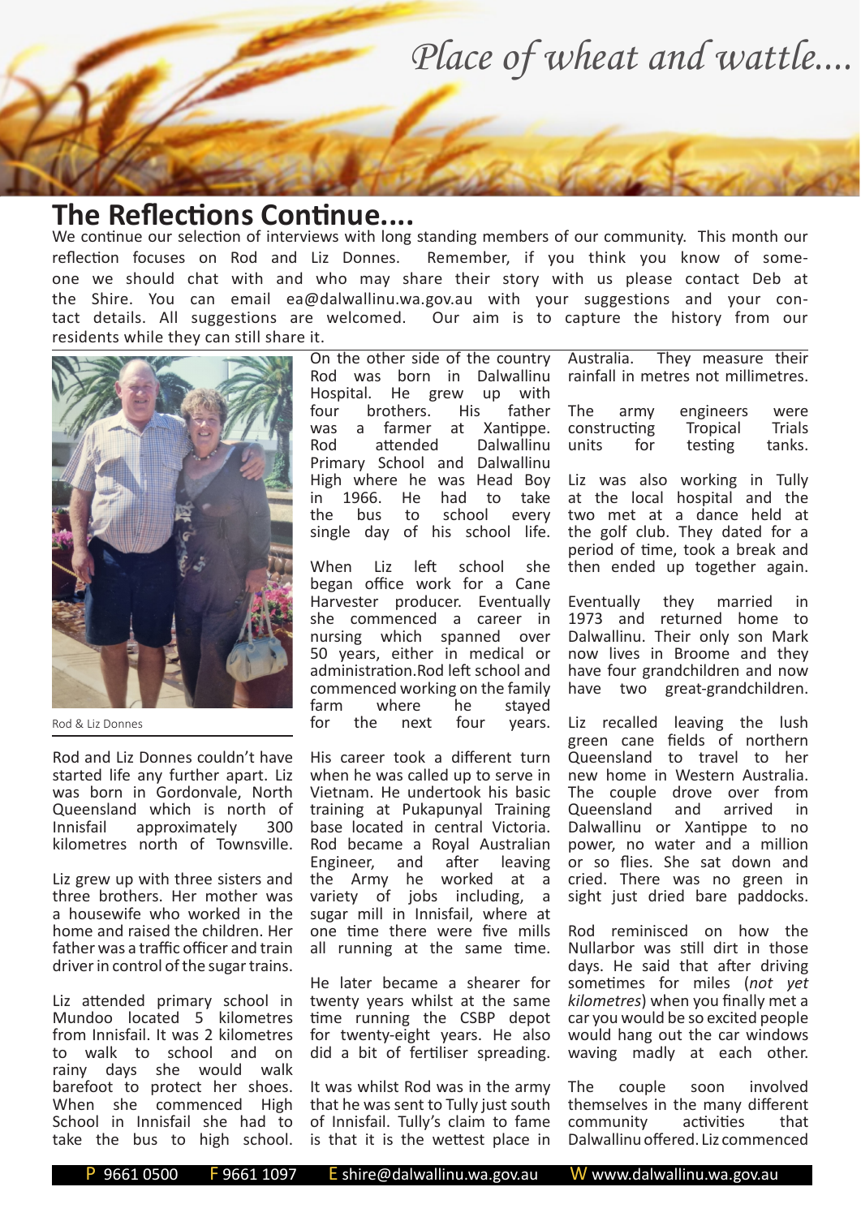*Place of wheat and wattle....*

## The Reflections Continue....

We continue our selection of interviews with long standing members of our community. This month our reflection focuses on Rod and Liz Donnes. Remember, if you think you know of someone we should chat with and who may share their story with us please contact Deb at the Shire. You can email ea@dalwallinu.wa.gov.au with your suggestions and your contact details. All suggestions are welcomed. Our aim is to capture the history from our residents while they can still share it.

Rod & Liz Donnes

Rod and Liz Donnes couldn't have started life any further apart. Liz was born in Gordonvale, North Queensland which is north of Innisfail approximately 300 kilometres north of Townsville.

Liz grew up with three sisters and three brothers. Her mother was a housewife who worked in the home and raised the children. Her father was a traffic officer and train driver in control of the sugar trains.

Liz attended primary school in Mundoo located 5 kilometres from Innisfail. It was 2 kilometres to walk to school and on rainy days she would walk barefoot to protect her shoes. When she commenced High School in Innisfail she had to take the bus to high school.

On the other side of the country Rod was born in Dalwallinu Hospital. He grew up with four brothers. His father was a farmer at Xantippe. Rod attended Dalwallinu Primary School and Dalwallinu High where he was Head Boy in 1966. He had to take the bus to school every single day of his school life.

When Liz left school she began office work for a Cane Harvester producer. Eventually she commenced a career in nursing which spanned over 50 years, either in medical or administration.Rod left school and commenced working on the family farm where he stayed for the next four years.

His career took a different turn when he was called up to serve in Vietnam. He undertook his basic training at Pukapunyal Training base located in central Victoria. Rod became a Royal Australian Engineer, and after leaving the Army he worked at a variety of jobs including, a sugar mill in Innisfail, where at one time there were five mills all running at the same time.

He later became a shearer for twenty years whilst at the same time running the CSBP depot for twenty-eight years. He also did a bit of fertiliser spreading.

It was whilst Rod was in the army that he was sent to Tully just south of Innisfail. Tully's claim to fame is that it is the wettest place in Australia. They measure their rainfall in metres not millimetres.

The army engineers were constructing Tropical Trials units for testing tanks.

Liz was also working in Tully at the local hospital and the two met at a dance held at the golf club. They dated for a period of time, took a break and then ended up together again.

Eventually they married in 1973 and returned home to Dalwallinu. Their only son Mark now lives in Broome and they have four grandchildren and now have two great-grandchildren.

Liz recalled leaving the lush green cane fields of northern Queensland to travel to her new home in Western Australia. The couple drove over from Queensland and arrived in Dalwallinu or Xantippe to no power, no water and a million or so flies. She sat down and cried. There was no green in sight just dried bare paddocks.

Rod reminisced on how the Nullarbor was still dirt in those days. He said that after driving sometimes for miles (*not yet kilometres*) when you finally met a car you would be so excited people would hang out the car windows waving madly at each other.

The couple soon involved themselves in the many different community activities that Dalwallinu offered. Liz commenced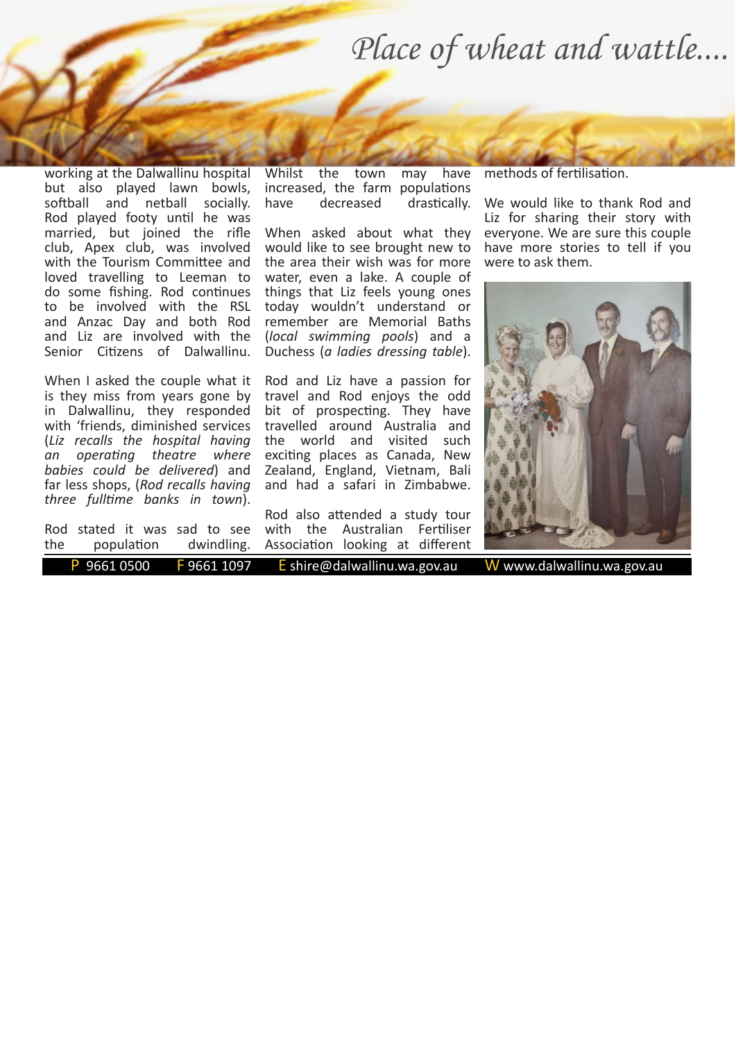working at the Dalwallinu hospital but also played lawn bowls, softball and netball socially. Rod played footy until he was married, but joined the rifle club, Apex club, was involved with the Tourism Committee and loved travelling to Leeman to do some fishing. Rod continues to be involved with the RSL and Anzac Day and both Rod and Liz are involved with the Senior Citizens of Dalwallinu.

When I asked the couple what it is they miss from years gone by in Dalwallinu, they responded with 'friends, diminished services (*Liz recalls the hospital having an operating theatre where babies could be delivered*) and far less shops, (*Rod recalls having three fulltime banks in town*).

Rod stated it was sad to see the population dwindling. Whilst the town may have increased, the farm populations have decreased drastically.

When asked about what they would like to see brought new to the area their wish was for more water, even a lake. A couple of things that Liz feels young ones today wouldn't understand or remember are Memorial Baths (*local swimming pools*) and a Duchess (*a ladies dressing table*).

Rod and Liz have a passion for travel and Rod enjoys the odd bit of prospecting. They have travelled around Australia and the world and visited such exciting places as Canada, New Zealand, England, Vietnam, Bali and had a safari in Zimbabwe.

Rod also attended a study tour with the Australian Fertiliser Association looking at different methods of fertilisation.

We would like to thank Rod and Liz for sharing their story with everyone. We are sure this couple have more stories to tell if you were to ask them.